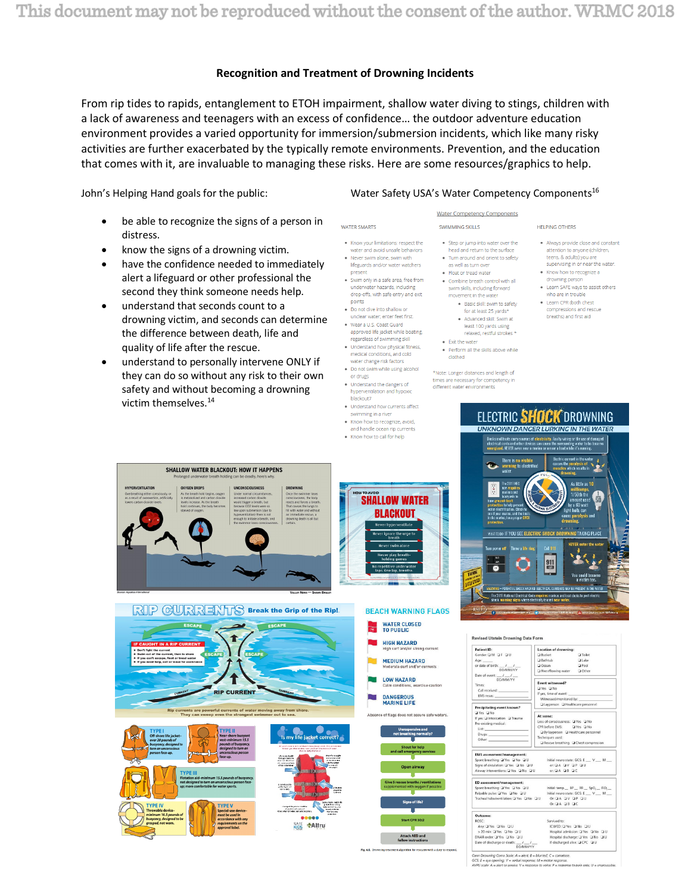# Recognition and Treatment of Drowning Incidents

From rip tides to rapids, entanglement to ETOH impairment, shallow water diving to stings, children with a lack of awareness and teenagers with an excess of confidence… the outdoor adventure education environment provides a varied opportunity for immersion/submersion incidents, which like many risky activities are further exacerbated by the typically remote environments. Prevention, and the education that comes with it, are invaluable to managing these risks. Here are some resources/graphics to help.

John's Helping Hand goals for the public:

- be able to recognize the signs of a person in distress.
- know the signs of a drowning victim.
- have the confidence needed to immediately alert a lifeguard or other professional the second they think someone needs help.
- understand that seconds count to a drowning victim, and seconds can determine the difference between death, life and quality of life after the rescue.
- understand to personally intervene ONLY if they can do so without any risk to their own safety and without becoming a drowning victim themselves.[14]

Water Safety USA's Water Competency Components[16]

Water Competency Components

WATER SMARTS

- Know your limitations: respect the water and avoid unsafe behaviors
- Never swim alone, swim with lifeguards and/or water watchers present
- Swim only in a safe area, free from underwater hazards, including drop-offs, with safe entry and exit points
- Do not dive into shallow or unclear water, enter feet first
- Wear a U.S. Coast Guard approved life jacket while boating, regardless of swimming skill
- Understand how physical fitness, medical conditions, and cold water change risk factors
- Do not swim while using alcohol or drugs
- Understand the dangers of hyperventilation and hypoxic blackout
- Understand how currents affect swimming in a river
- Know how to recognize, avoid, and handle ocean rip currents
- Know how to call for help

SWIMMING SKILLS

- Step or jump into water over the head and return to the surface
- Turn around and orient to safety as well as turn over
- Float or tread water
- Combine breath control with all swim skills, including forward movement in the water
  - Basic skill: swim to safety for at least 25 yards*
  - Advanced skill: Swim at least 100 yards using relaxed, restful strokes *
- Exit the water
- Perform all the skills above while clothed

*Note: Longer distances and length of times are necessary for competency in different water environments

HELPING OTHERS

- Always provide close and constant attention to anyone (children, teens, & adults) you are supervising in or near the water
- Know how to recognize a drowning person
- Learn SAFE ways to assist others who are in trouble
- Learn CPR (both chest compressions and rescue breaths) and first aid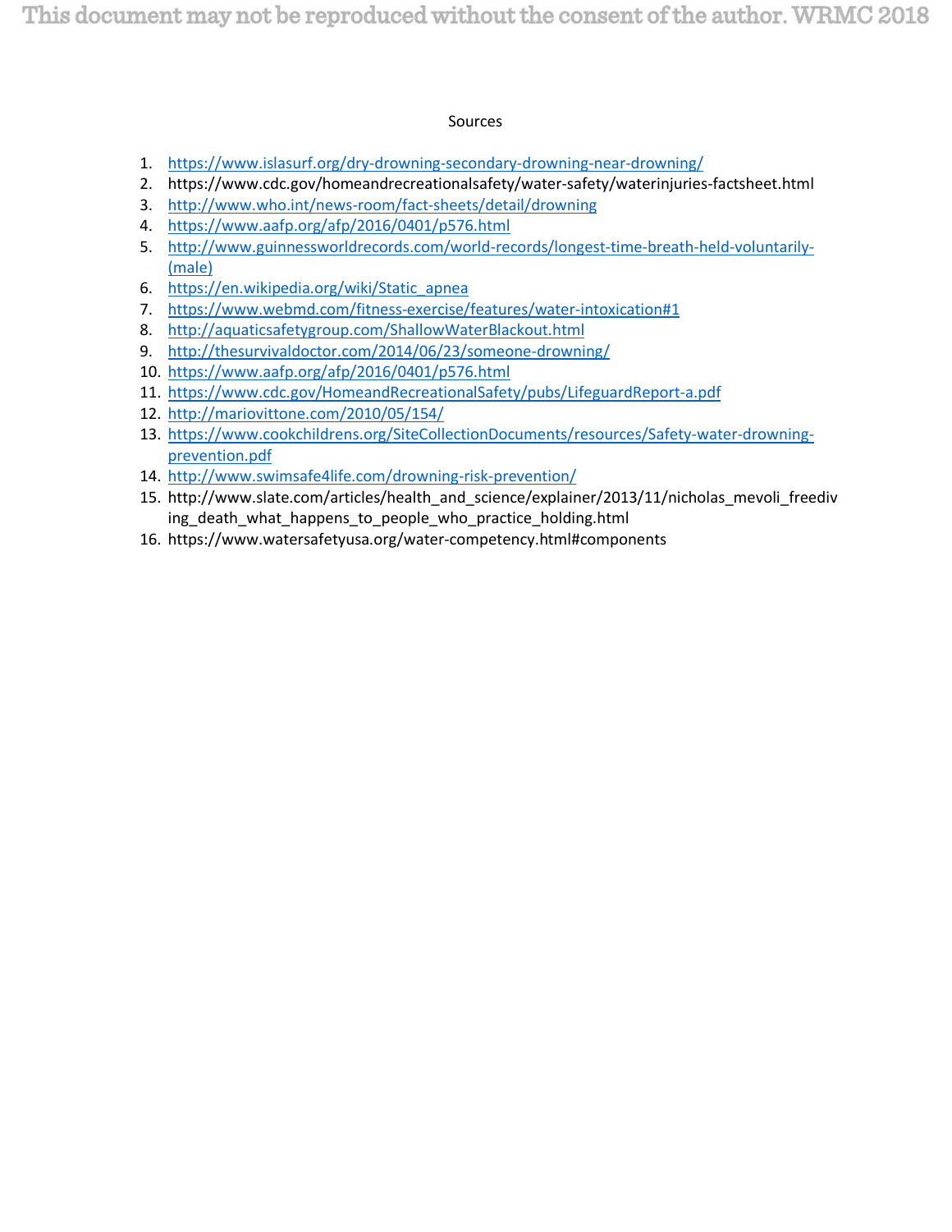Sources

1. https://www.islasurf.org/dry-drowning-secondary-drowning-near-drowning/
2. https://www.cdc.gov/homeandrecreationalsafety/water-safety/waterinjuries-factsheet.html
3. http://www.who.int/news-room/fact-sheets/detail/drowning
4. https://www.aafp.org/afp/2016/0401/p576.html
5. http://www.guinnessworldrecords.com/world-records/longest-time-breath-held-voluntarily-(male)
6. https://en.wikipedia.org/wiki/Static_apnea
7. https://www.webmd.com/fitness-exercise/features/water-intoxication#1
8. http://aquaticsafetygroup.com/ShallowWaterBlackout.html
9. http://thesurvivaldoctor.com/2014/06/23/someone-drowning/
10. https://www.aafp.org/afp/2016/0401/p576.html
11. https://www.cdc.gov/HomeandRecreationalSafety/pubs/LifeguardReport-a.pdf
12. http://mariovittone.com/2010/05/154/
13. https://www.cookchildrens.org/SiteCollectionDocuments/resources/Safety-water-drowning-prevention.pdf
14. http://www.swimsafe4life.com/drowning-risk-prevention/
15. http://www.slate.com/articles/health_and_science/explainer/2013/11/nicholas_mevoli_freediving_death_what_happens_to_people_who_practice_holding.html
16. https://www.watersafetyusa.org/water-competency.html#components